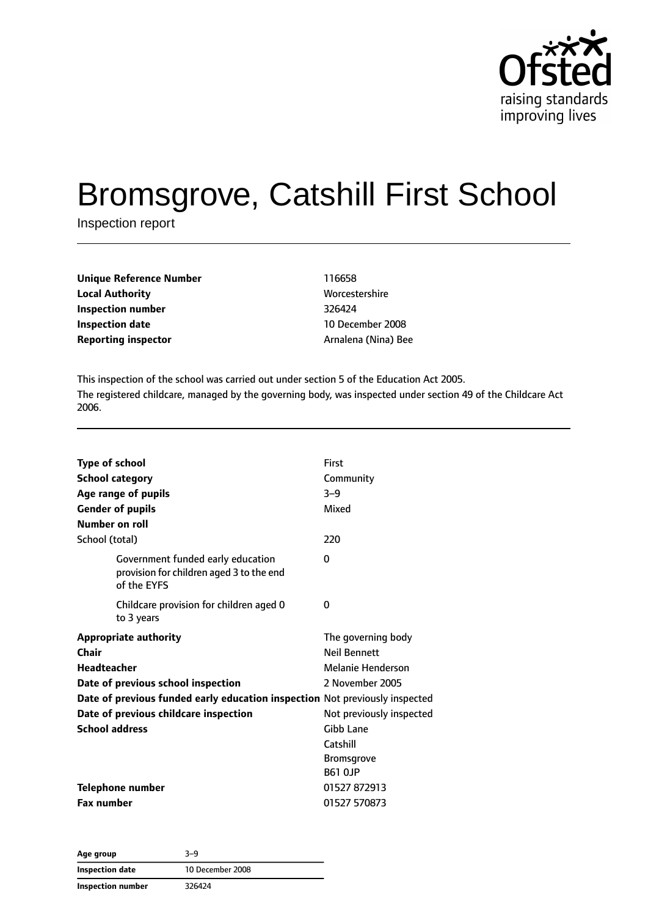Ofsted raising standards improving lives

# Bromsgrove, Catshill First School

Inspection report

| | |
|---|---|
| **Unique Reference Number** | 116658 |
| **Local Authority** | Worcestershire |
| **Inspection number** | 326424 |
| **Inspection date** | 10 December 2008 |
| **Reporting inspector** | Arnalena (Nina) Bee |

This inspection of the school was carried out under section 5 of the Education Act 2005.

The registered childcare, managed by the governing body, was inspected under section 49 of the Childcare Act 2006.

| | |
|---|---|
| **Type of school** | First |
| **School category** | Community |
| **Age range of pupils** | 3–9 |
| **Gender of pupils** | Mixed |
| **Number on roll** | |
| School (total) | 220 |
| Government funded early education provision for children aged 3 to the end of the EYFS | 0 |
| Childcare provision for children aged 0 to 3 years | 0 |
| **Appropriate authority** | The governing body |
| **Chair** | Neil Bennett |
| **Headteacher** | Melanie Henderson |
| **Date of previous school inspection** | 2 November 2005 |
| **Date of previous funded early education inspection** | Not previously inspected |
| **Date of previous childcare inspection** | Not previously inspected |
| **School address** | Gibb Lane<br>Catshill<br>Bromsgrove<br>B61 0JP |
| **Telephone number** | 01527 872913 |
| **Fax number** | 01527 570873 |

| **Age group** | 3–9 |
|---|---|
| **Inspection date** | 10 December 2008 |
| **Inspection number** | 326424 |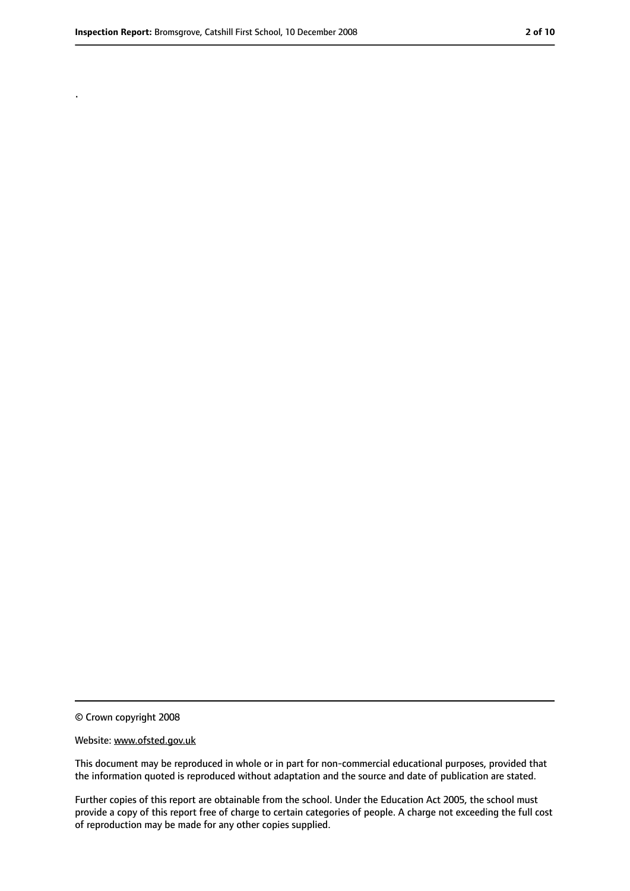.

© Crown copyright 2008

Website: www.ofsted.gov.uk

This document may be reproduced in whole or in part for non-commercial educational purposes, provided that the information quoted is reproduced without adaptation and the source and date of publication are stated.

Further copies of this report are obtainable from the school. Under the Education Act 2005, the school must provide a copy of this report free of charge to certain categories of people. A charge not exceeding the full cost of reproduction may be made for any other copies supplied.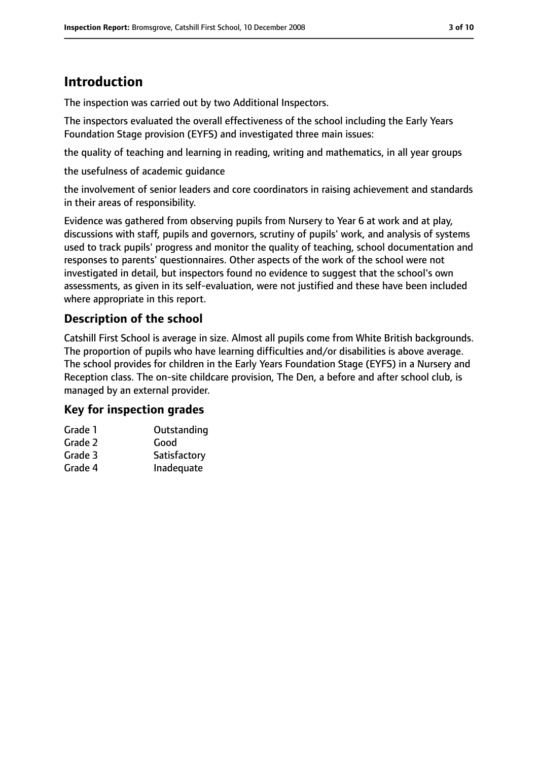# Introduction

The inspection was carried out by two Additional Inspectors.

The inspectors evaluated the overall effectiveness of the school including the Early Years Foundation Stage provision (EYFS) and investigated three main issues:

the quality of teaching and learning in reading, writing and mathematics, in all year groups

the usefulness of academic guidance

the involvement of senior leaders and core coordinators in raising achievement and standards in their areas of responsibility.

Evidence was gathered from observing pupils from Nursery to Year 6 at work and at play, discussions with staff, pupils and governors, scrutiny of pupils' work, and analysis of systems used to track pupils' progress and monitor the quality of teaching, school documentation and responses to parents' questionnaires. Other aspects of the work of the school were not investigated in detail, but inspectors found no evidence to suggest that the school's own assessments, as given in its self-evaluation, were not justified and these have been included where appropriate in this report.

## Description of the school

Catshill First School is average in size. Almost all pupils come from White British backgrounds. The proportion of pupils who have learning difficulties and/or disabilities is above average. The school provides for children in the Early Years Foundation Stage (EYFS) in a Nursery and Reception class. The on-site childcare provision, The Den, a before and after school club, is managed by an external provider.

## Key for inspection grades

| | |
|---|---|
| Grade 1 | Outstanding |
| Grade 2 | Good |
| Grade 3 | Satisfactory |
| Grade 4 | Inadequate |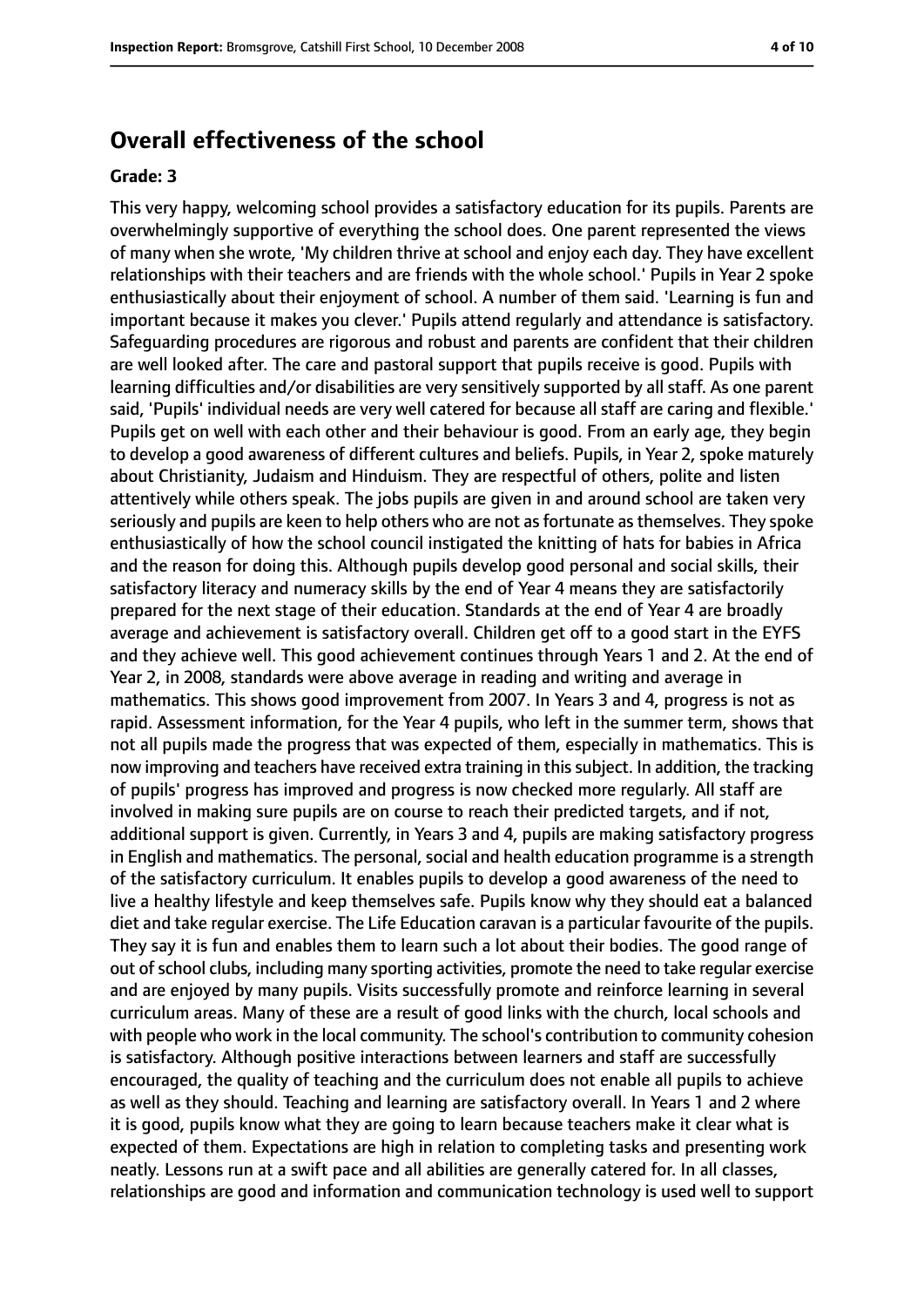## Overall effectiveness of the school

### Grade: 3

This very happy, welcoming school provides a satisfactory education for its pupils. Parents are overwhelmingly supportive of everything the school does. One parent represented the views of many when she wrote, 'My children thrive at school and enjoy each day. They have excellent relationships with their teachers and are friends with the whole school.' Pupils in Year 2 spoke enthusiastically about their enjoyment of school. A number of them said. 'Learning is fun and important because it makes you clever.' Pupils attend regularly and attendance is satisfactory. Safeguarding procedures are rigorous and robust and parents are confident that their children are well looked after. The care and pastoral support that pupils receive is good. Pupils with learning difficulties and/or disabilities are very sensitively supported by all staff. As one parent said, 'Pupils' individual needs are very well catered for because all staff are caring and flexible.' Pupils get on well with each other and their behaviour is good. From an early age, they begin to develop a good awareness of different cultures and beliefs. Pupils, in Year 2, spoke maturely about Christianity, Judaism and Hinduism. They are respectful of others, polite and listen attentively while others speak. The jobs pupils are given in and around school are taken very seriously and pupils are keen to help others who are not as fortunate as themselves. They spoke enthusiastically of how the school council instigated the knitting of hats for babies in Africa and the reason for doing this. Although pupils develop good personal and social skills, their satisfactory literacy and numeracy skills by the end of Year 4 means they are satisfactorily prepared for the next stage of their education. Standards at the end of Year 4 are broadly average and achievement is satisfactory overall. Children get off to a good start in the EYFS and they achieve well. This good achievement continues through Years 1 and 2. At the end of Year 2, in 2008, standards were above average in reading and writing and average in mathematics. This shows good improvement from 2007. In Years 3 and 4, progress is not as rapid. Assessment information, for the Year 4 pupils, who left in the summer term, shows that not all pupils made the progress that was expected of them, especially in mathematics. This is now improving and teachers have received extra training in this subject. In addition, the tracking of pupils' progress has improved and progress is now checked more regularly. All staff are involved in making sure pupils are on course to reach their predicted targets, and if not, additional support is given. Currently, in Years 3 and 4, pupils are making satisfactory progress in English and mathematics. The personal, social and health education programme is a strength of the satisfactory curriculum. It enables pupils to develop a good awareness of the need to live a healthy lifestyle and keep themselves safe. Pupils know why they should eat a balanced diet and take regular exercise. The Life Education caravan is a particular favourite of the pupils. They say it is fun and enables them to learn such a lot about their bodies. The good range of out of school clubs, including many sporting activities, promote the need to take regular exercise and are enjoyed by many pupils. Visits successfully promote and reinforce learning in several curriculum areas. Many of these are a result of good links with the church, local schools and with people who work in the local community. The school's contribution to community cohesion is satisfactory. Although positive interactions between learners and staff are successfully encouraged, the quality of teaching and the curriculum does not enable all pupils to achieve as well as they should. Teaching and learning are satisfactory overall. In Years 1 and 2 where it is good, pupils know what they are going to learn because teachers make it clear what is expected of them. Expectations are high in relation to completing tasks and presenting work neatly. Lessons run at a swift pace and all abilities are generally catered for. In all classes, relationships are good and information and communication technology is used well to support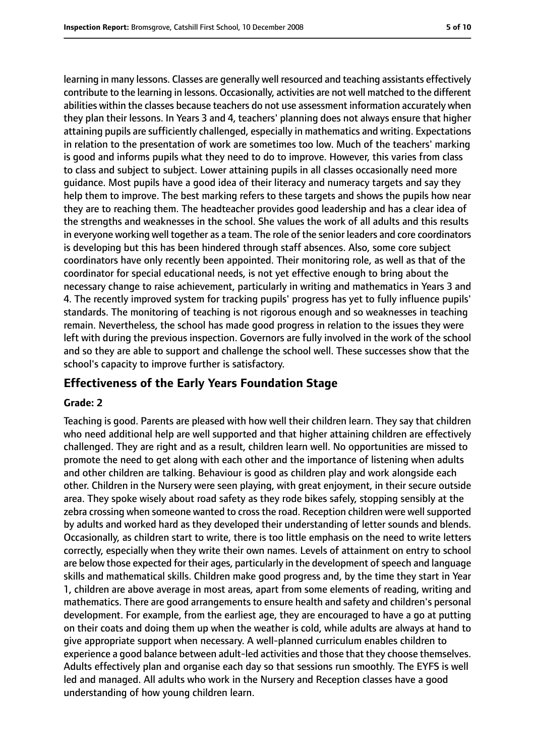learning in many lessons. Classes are generally well resourced and teaching assistants effectively contribute to the learning in lessons. Occasionally, activities are not well matched to the different abilities within the classes because teachers do not use assessment information accurately when they plan their lessons. In Years 3 and 4, teachers' planning does not always ensure that higher attaining pupils are sufficiently challenged, especially in mathematics and writing. Expectations in relation to the presentation of work are sometimes too low. Much of the teachers' marking is good and informs pupils what they need to do to improve. However, this varies from class to class and subject to subject. Lower attaining pupils in all classes occasionally need more guidance. Most pupils have a good idea of their literacy and numeracy targets and say they help them to improve. The best marking refers to these targets and shows the pupils how near they are to reaching them. The headteacher provides good leadership and has a clear idea of the strengths and weaknesses in the school. She values the work of all adults and this results in everyone working well together as a team. The role of the senior leaders and core coordinators is developing but this has been hindered through staff absences. Also, some core subject coordinators have only recently been appointed. Their monitoring role, as well as that of the coordinator for special educational needs, is not yet effective enough to bring about the necessary change to raise achievement, particularly in writing and mathematics in Years 3 and 4. The recently improved system for tracking pupils' progress has yet to fully influence pupils' standards. The monitoring of teaching is not rigorous enough and so weaknesses in teaching remain. Nevertheless, the school has made good progress in relation to the issues they were left with during the previous inspection. Governors are fully involved in the work of the school and so they are able to support and challenge the school well. These successes show that the school's capacity to improve further is satisfactory.

## Effectiveness of the Early Years Foundation Stage

### Grade: 2

Teaching is good. Parents are pleased with how well their children learn. They say that children who need additional help are well supported and that higher attaining children are effectively challenged. They are right and as a result, children learn well. No opportunities are missed to promote the need to get along with each other and the importance of listening when adults and other children are talking. Behaviour is good as children play and work alongside each other. Children in the Nursery were seen playing, with great enjoyment, in their secure outside area. They spoke wisely about road safety as they rode bikes safely, stopping sensibly at the zebra crossing when someone wanted to cross the road. Reception children were well supported by adults and worked hard as they developed their understanding of letter sounds and blends. Occasionally, as children start to write, there is too little emphasis on the need to write letters correctly, especially when they write their own names. Levels of attainment on entry to school are below those expected for their ages, particularly in the development of speech and language skills and mathematical skills. Children make good progress and, by the time they start in Year 1, children are above average in most areas, apart from some elements of reading, writing and mathematics. There are good arrangements to ensure health and safety and children's personal development. For example, from the earliest age, they are encouraged to have a go at putting on their coats and doing them up when the weather is cold, while adults are always at hand to give appropriate support when necessary. A well-planned curriculum enables children to experience a good balance between adult-led activities and those that they choose themselves. Adults effectively plan and organise each day so that sessions run smoothly. The EYFS is well led and managed. All adults who work in the Nursery and Reception classes have a good understanding of how young children learn.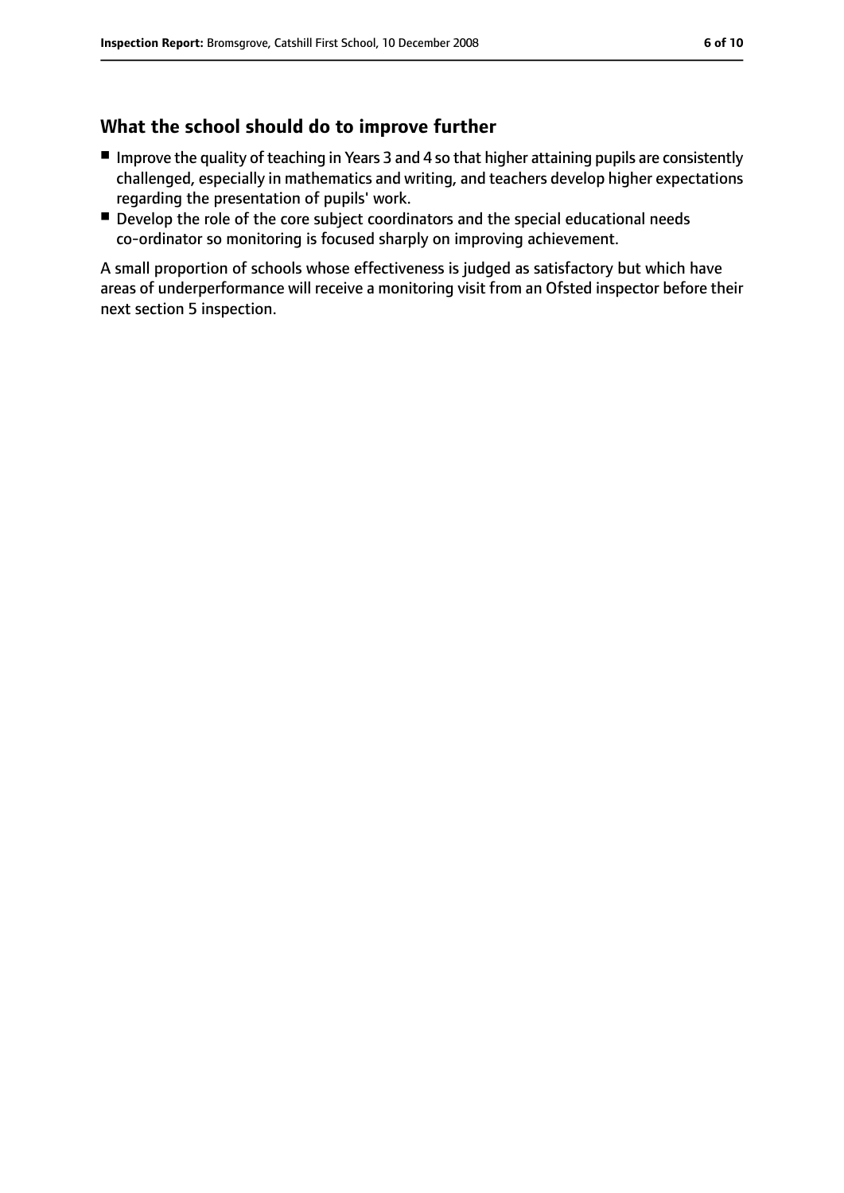## What the school should do to improve further

- Improve the quality of teaching in Years 3 and 4 so that higher attaining pupils are consistently challenged, especially in mathematics and writing, and teachers develop higher expectations regarding the presentation of pupils' work.
- Develop the role of the core subject coordinators and the special educational needs co-ordinator so monitoring is focused sharply on improving achievement.

A small proportion of schools whose effectiveness is judged as satisfactory but which have areas of underperformance will receive a monitoring visit from an Ofsted inspector before their next section 5 inspection.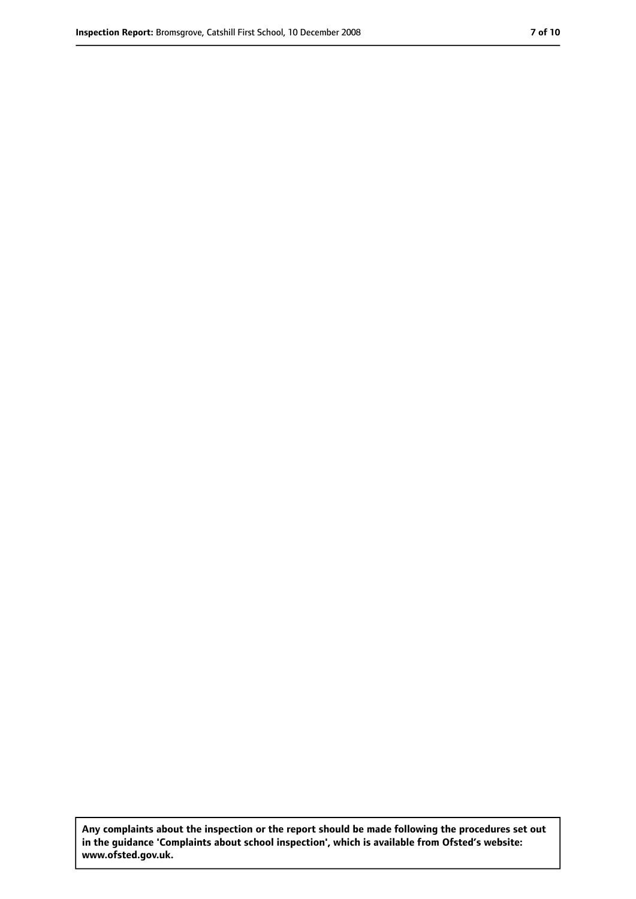**Any complaints about the inspection or the report should be made following the procedures set out in the guidance 'Complaints about school inspection', which is available from Ofsted's website: www.ofsted.gov.uk.**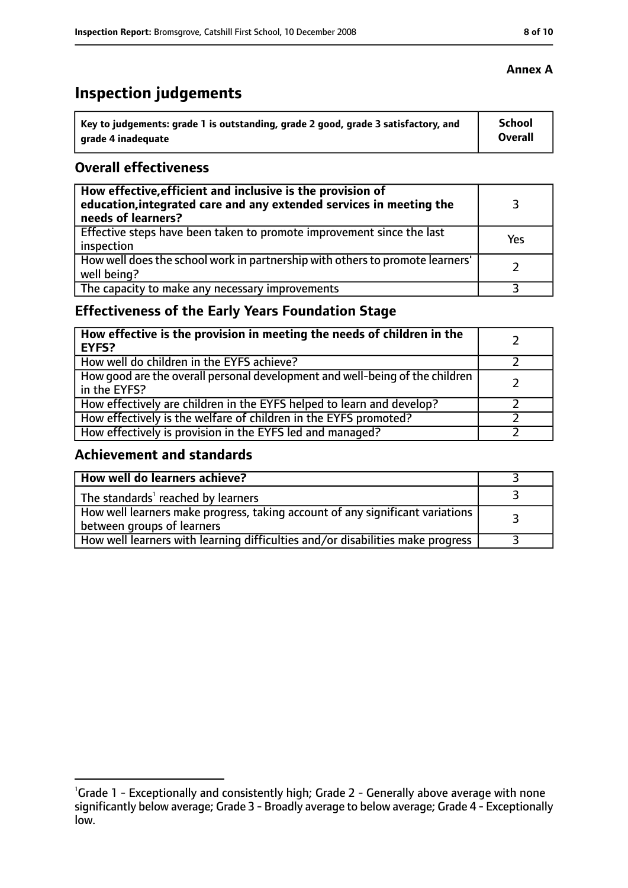**Annex A**

# Inspection judgements

| Key to judgements: grade 1 is outstanding, grade 2 good, grade 3 satisfactory, and grade 4 inadequate | School Overall |
|---|---|

## Overall effectiveness

| | |
|---|---|
| **How effective, efficient and inclusive is the provision of education, integrated care and any extended services in meeting the needs of learners?** | 3 |
| Effective steps have been taken to promote improvement since the last inspection | Yes |
| How well does the school work in partnership with others to promote learners' well being? | 2 |
| The capacity to make any necessary improvements | 3 |

## Effectiveness of the Early Years Foundation Stage

| | |
|---|---|
| **How effective is the provision in meeting the needs of children in the EYFS?** | 2 |
| How well do children in the EYFS achieve? | 2 |
| How good are the overall personal development and well-being of the children in the EYFS? | 2 |
| How effectively are children in the EYFS helped to learn and develop? | 2 |
| How effectively is the welfare of children in the EYFS promoted? | 2 |
| How effectively is provision in the EYFS led and managed? | 2 |

## Achievement and standards

| | |
|---|---|
| **How well do learners achieve?** | 3 |
| The standards[1] reached by learners | 3 |
| How well learners make progress, taking account of any significant variations between groups of learners | 3 |
| How well learners with learning difficulties and/or disabilities make progress | 3 |

[1]Grade 1 - Exceptionally and consistently high; Grade 2 - Generally above average with none significantly below average; Grade 3 - Broadly average to below average; Grade 4 - Exceptionally low.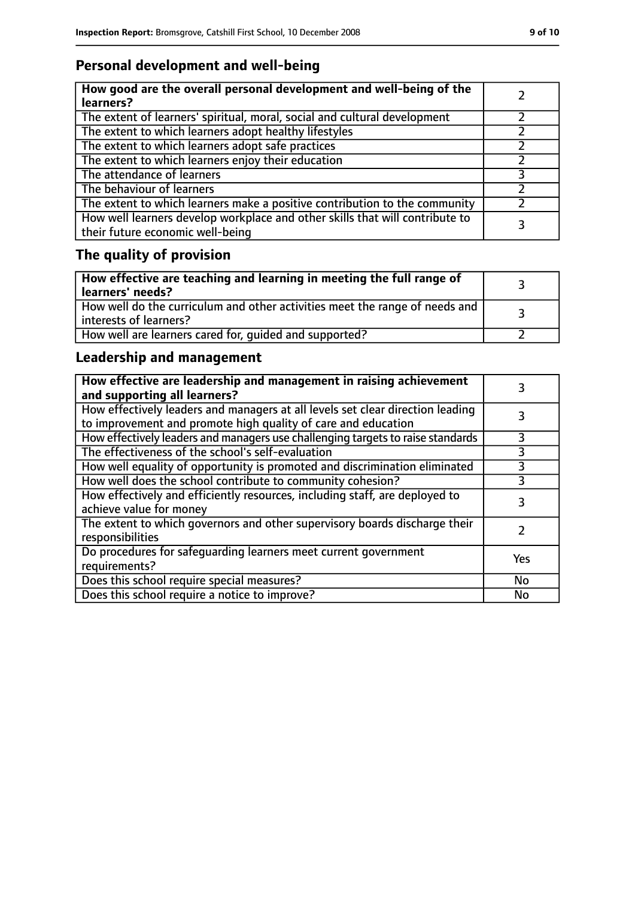## Personal development and well-being

| **How good are the overall personal development and well-being of the learners?** | 2 |
|---|---|
| The extent of learners' spiritual, moral, social and cultural development | 2 |
| The extent to which learners adopt healthy lifestyles | 2 |
| The extent to which learners adopt safe practices | 2 |
| The extent to which learners enjoy their education | 2 |
| The attendance of learners | 3 |
| The behaviour of learners | 2 |
| The extent to which learners make a positive contribution to the community | 2 |
| How well learners develop workplace and other skills that will contribute to their future economic well-being | 3 |

## The quality of provision

| **How effective are teaching and learning in meeting the full range of learners' needs?** | 3 |
|---|---|
| How well do the curriculum and other activities meet the range of needs and interests of learners? | 3 |
| How well are learners cared for, guided and supported? | 2 |

## Leadership and management

| **How effective are leadership and management in raising achievement and supporting all learners?** | 3 |
|---|---|
| How effectively leaders and managers at all levels set clear direction leading to improvement and promote high quality of care and education | 3 |
| How effectively leaders and managers use challenging targets to raise standards | 3 |
| The effectiveness of the school's self-evaluation | 3 |
| How well equality of opportunity is promoted and discrimination eliminated | 3 |
| How well does the school contribute to community cohesion? | 3 |
| How effectively and efficiently resources, including staff, are deployed to achieve value for money | 3 |
| The extent to which governors and other supervisory boards discharge their responsibilities | 2 |
| Do procedures for safeguarding learners meet current government requirements? | Yes |
| Does this school require special measures? | No |
| Does this school require a notice to improve? | No |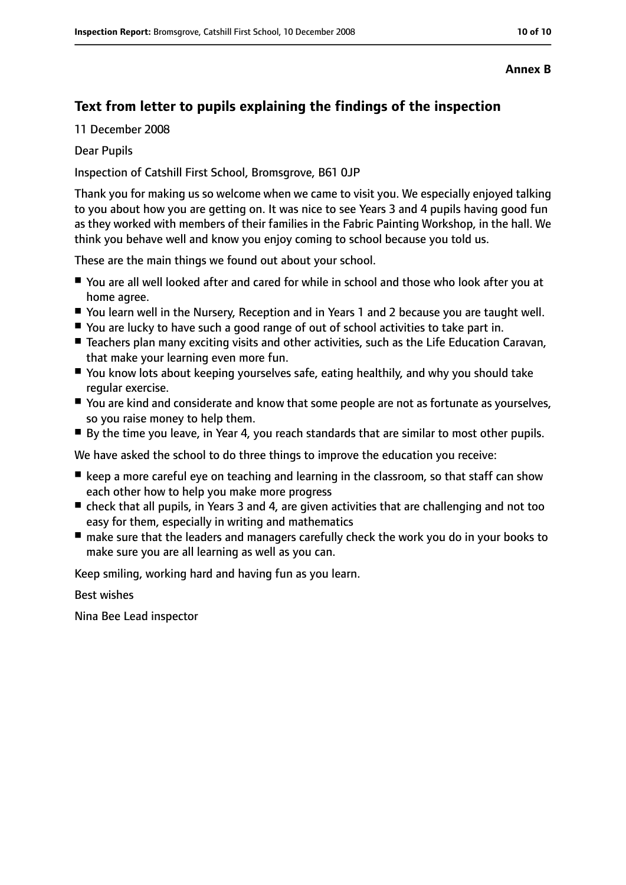**Annex B**

## Text from letter to pupils explaining the findings of the inspection

11 December 2008

Dear Pupils

Inspection of Catshill First School, Bromsgrove, B61 0JP

Thank you for making us so welcome when we came to visit you. We especially enjoyed talking to you about how you are getting on. It was nice to see Years 3 and 4 pupils having good fun as they worked with members of their families in the Fabric Painting Workshop, in the hall. We think you behave well and know you enjoy coming to school because you told us.

These are the main things we found out about your school.

- You are all well looked after and cared for while in school and those who look after you at home agree.
- You learn well in the Nursery, Reception and in Years 1 and 2 because you are taught well.
- You are lucky to have such a good range of out of school activities to take part in.
- Teachers plan many exciting visits and other activities, such as the Life Education Caravan, that make your learning even more fun.
- You know lots about keeping yourselves safe, eating healthily, and why you should take regular exercise.
- You are kind and considerate and know that some people are not as fortunate as yourselves, so you raise money to help them.
- By the time you leave, in Year 4, you reach standards that are similar to most other pupils.

We have asked the school to do three things to improve the education you receive:

- keep a more careful eye on teaching and learning in the classroom, so that staff can show each other how to help you make more progress
- check that all pupils, in Years 3 and 4, are given activities that are challenging and not too easy for them, especially in writing and mathematics
- make sure that the leaders and managers carefully check the work you do in your books to make sure you are all learning as well as you can.

Keep smiling, working hard and having fun as you learn.

Best wishes

Nina Bee Lead inspector